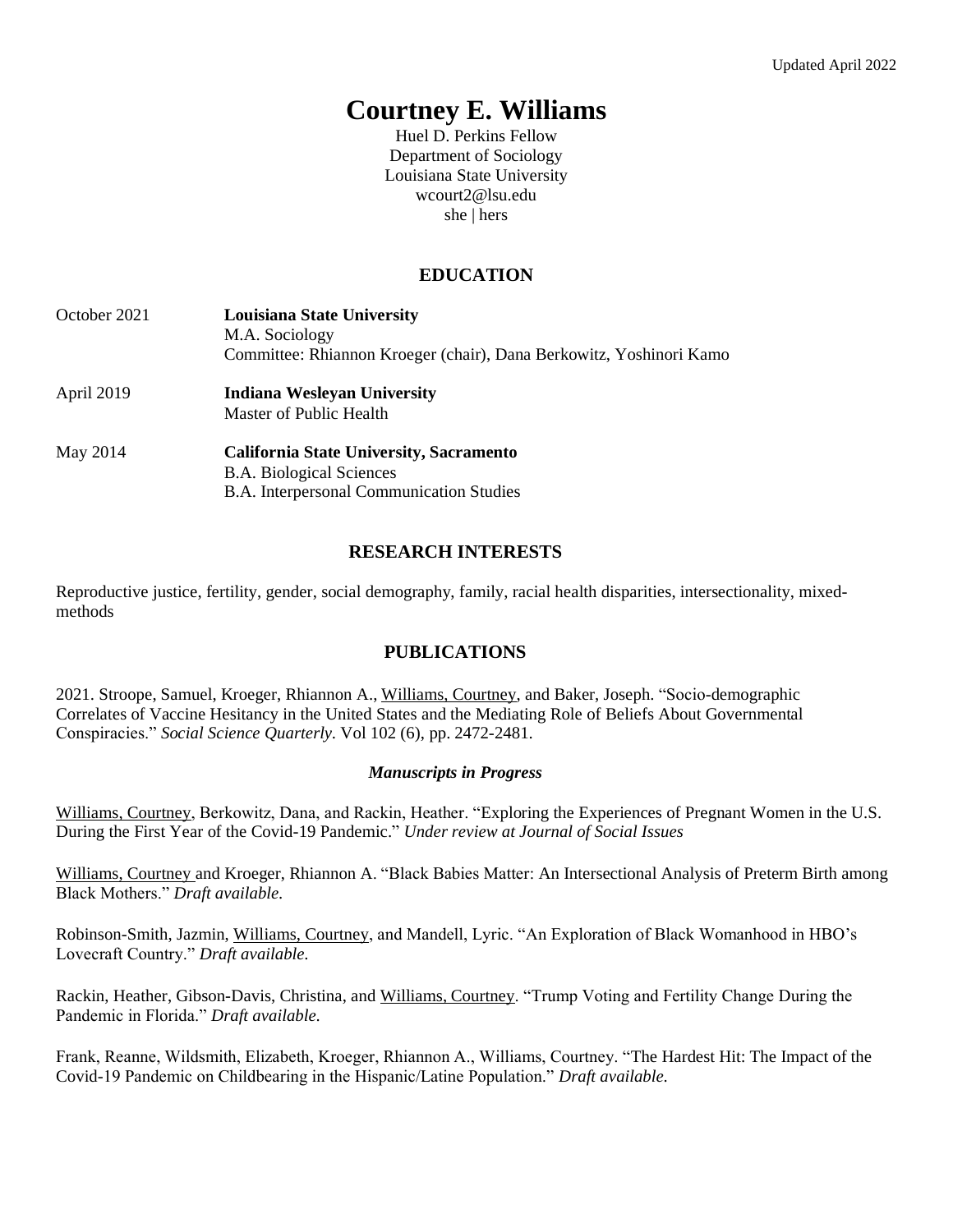Updated April 2022

# Courtney E. Williams

Huel D. Perkins Fellow
Department of Sociology
Louisiana State University
wcourt2@lsu.edu
she | hers

## EDUCATION

October 2021 — **Louisiana State University**
M.A. Sociology
Committee: Rhiannon Kroeger (chair), Dana Berkowitz, Yoshinori Kamo

April 2019 — **Indiana Wesleyan University**
Master of Public Health

May 2014 — **California State University, Sacramento**
B.A. Biological Sciences
B.A. Interpersonal Communication Studies

## RESEARCH INTERESTS

Reproductive justice, fertility, gender, social demography, family, racial health disparities, intersectionality, mixed-methods

## PUBLICATIONS

2021. Stroope, Samuel, Kroeger, Rhiannon A., Williams, Courtney, and Baker, Joseph. "Socio-demographic Correlates of Vaccine Hesitancy in the United States and the Mediating Role of Beliefs About Governmental Conspiracies." *Social Science Quarterly.* Vol 102 (6), pp. 2472-2481.

### *Manuscripts in Progress*

Williams, Courtney, Berkowitz, Dana, and Rackin, Heather. "Exploring the Experiences of Pregnant Women in the U.S. During the First Year of the Covid-19 Pandemic." *Under review at Journal of Social Issues*

Williams, Courtney and Kroeger, Rhiannon A. "Black Babies Matter: An Intersectional Analysis of Preterm Birth among Black Mothers." *Draft available.*

Robinson-Smith, Jazmin, Williams, Courtney, and Mandell, Lyric. "An Exploration of Black Womanhood in HBO's Lovecraft Country." *Draft available.*

Rackin, Heather, Gibson-Davis, Christina, and Williams, Courtney. "Trump Voting and Fertility Change During the Pandemic in Florida." *Draft available.*

Frank, Reanne, Wildsmith, Elizabeth, Kroeger, Rhiannon A., Williams, Courtney. "The Hardest Hit: The Impact of the Covid-19 Pandemic on Childbearing in the Hispanic/Latine Population." *Draft available.*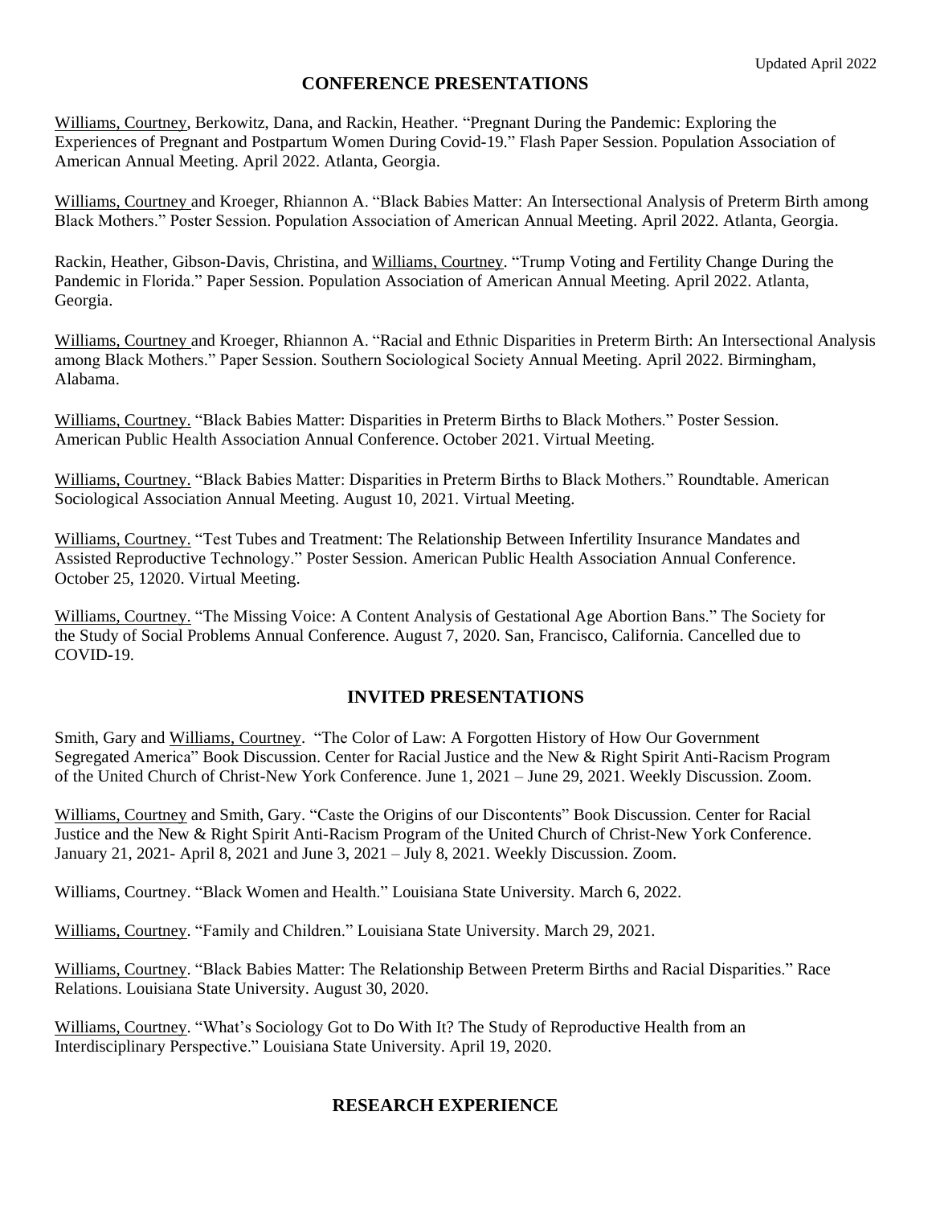## CONFERENCE PRESENTATIONS

Williams, Courtney, Berkowitz, Dana, and Rackin, Heather. "Pregnant During the Pandemic: Exploring the Experiences of Pregnant and Postpartum Women During Covid-19." Flash Paper Session. Population Association of American Annual Meeting. April 2022. Atlanta, Georgia.

Williams, Courtney and Kroeger, Rhiannon A. "Black Babies Matter: An Intersectional Analysis of Preterm Birth among Black Mothers." Poster Session. Population Association of American Annual Meeting. April 2022. Atlanta, Georgia.

Rackin, Heather, Gibson-Davis, Christina, and Williams, Courtney. "Trump Voting and Fertility Change During the Pandemic in Florida." Paper Session. Population Association of American Annual Meeting. April 2022. Atlanta, Georgia.

Williams, Courtney and Kroeger, Rhiannon A. "Racial and Ethnic Disparities in Preterm Birth: An Intersectional Analysis among Black Mothers." Paper Session. Southern Sociological Society Annual Meeting. April 2022. Birmingham, Alabama.

Williams, Courtney. "Black Babies Matter: Disparities in Preterm Births to Black Mothers." Poster Session. American Public Health Association Annual Conference. October 2021. Virtual Meeting.

Williams, Courtney. "Black Babies Matter: Disparities in Preterm Births to Black Mothers." Roundtable. American Sociological Association Annual Meeting. August 10, 2021. Virtual Meeting.

Williams, Courtney. "Test Tubes and Treatment: The Relationship Between Infertility Insurance Mandates and Assisted Reproductive Technology." Poster Session. American Public Health Association Annual Conference. October 25, 12020. Virtual Meeting.

Williams, Courtney. "The Missing Voice: A Content Analysis of Gestational Age Abortion Bans." The Society for the Study of Social Problems Annual Conference. August 7, 2020. San, Francisco, California. Cancelled due to COVID-19.

## INVITED PRESENTATIONS

Smith, Gary and Williams, Courtney. "The Color of Law: A Forgotten History of How Our Government Segregated America" Book Discussion. Center for Racial Justice and the New & Right Spirit Anti-Racism Program of the United Church of Christ-New York Conference. June 1, 2021 – June 29, 2021. Weekly Discussion. Zoom.

Williams, Courtney and Smith, Gary. "Caste the Origins of our Discontents" Book Discussion. Center for Racial Justice and the New & Right Spirit Anti-Racism Program of the United Church of Christ-New York Conference. January 21, 2021- April 8, 2021 and June 3, 2021 – July 8, 2021. Weekly Discussion. Zoom.

Williams, Courtney. "Black Women and Health." Louisiana State University. March 6, 2022.

Williams, Courtney. "Family and Children." Louisiana State University. March 29, 2021.

Williams, Courtney. "Black Babies Matter: The Relationship Between Preterm Births and Racial Disparities." Race Relations. Louisiana State University. August 30, 2020.

Williams, Courtney. "What's Sociology Got to Do With It? The Study of Reproductive Health from an Interdisciplinary Perspective." Louisiana State University. April 19, 2020.

## RESEARCH EXPERIENCE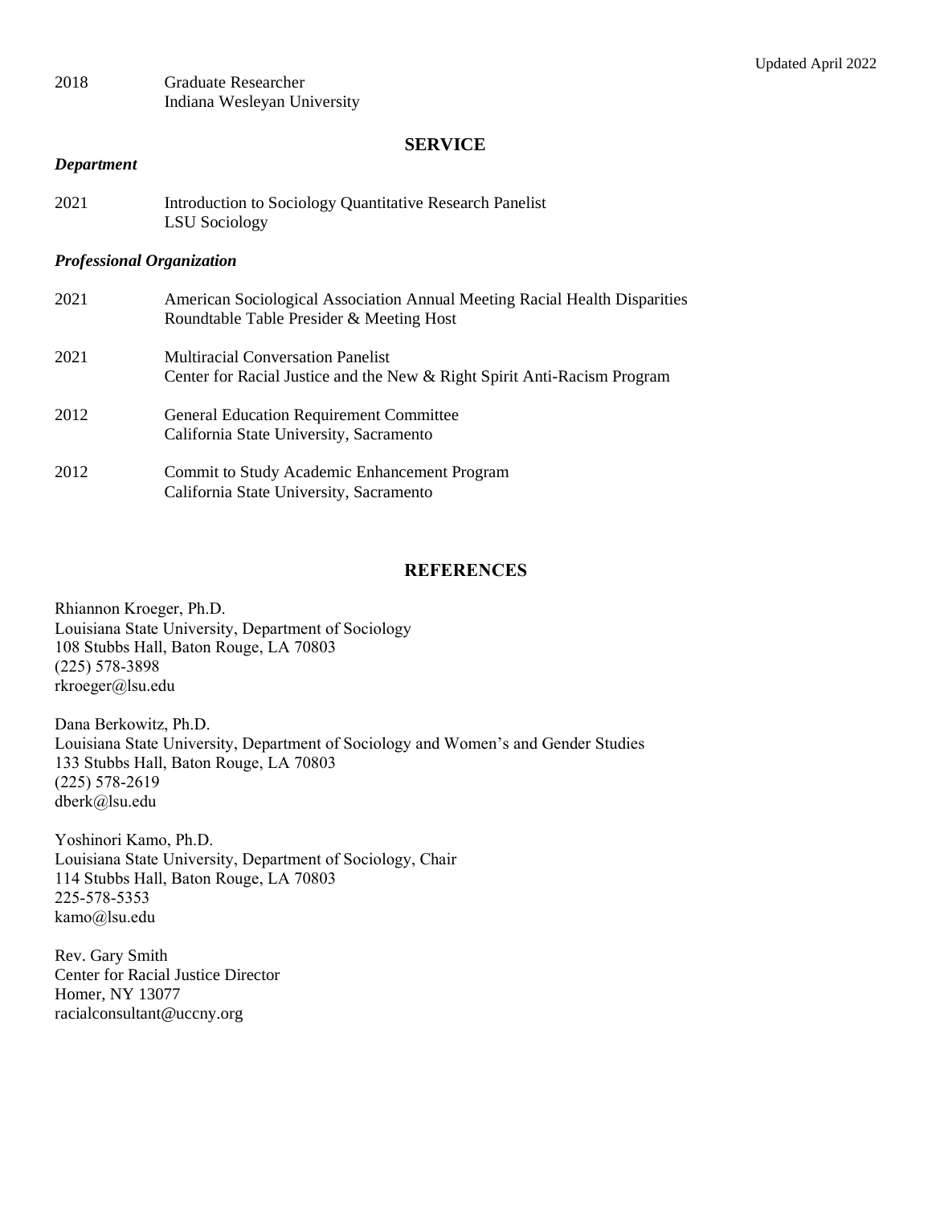2018 Graduate Researcher
Indiana Wesleyan University

## SERVICE

***Department***

2021 Introduction to Sociology Quantitative Research Panelist
LSU Sociology

***Professional Organization***

2021 American Sociological Association Annual Meeting Racial Health Disparities Roundtable Table Presider & Meeting Host

2021 Multiracial Conversation Panelist
Center for Racial Justice and the New & Right Spirit Anti-Racism Program

2012 General Education Requirement Committee
California State University, Sacramento

2012 Commit to Study Academic Enhancement Program
California State University, Sacramento

## REFERENCES

Rhiannon Kroeger, Ph.D.
Louisiana State University, Department of Sociology
108 Stubbs Hall, Baton Rouge, LA 70803
(225) 578-3898
rkroeger@lsu.edu

Dana Berkowitz, Ph.D.
Louisiana State University, Department of Sociology and Women's and Gender Studies
133 Stubbs Hall, Baton Rouge, LA 70803
(225) 578-2619
dberk@lsu.edu

Yoshinori Kamo, Ph.D.
Louisiana State University, Department of Sociology, Chair
114 Stubbs Hall, Baton Rouge, LA 70803
225-578-5353
kamo@lsu.edu

Rev. Gary Smith
Center for Racial Justice Director
Homer, NY 13077
racialconsultant@uccny.org